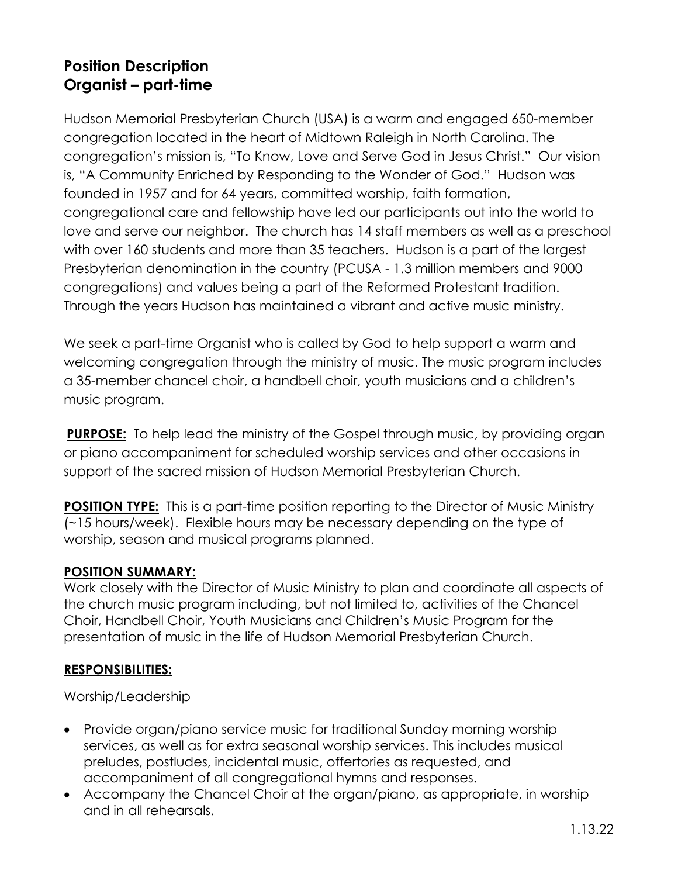# Position Description
# Organist – part-time

Hudson Memorial Presbyterian Church (USA) is a warm and engaged 650-member congregation located in the heart of Midtown Raleigh in North Carolina. The congregation's mission is, "To Know, Love and Serve God in Jesus Christ." Our vision is, "A Community Enriched by Responding to the Wonder of God." Hudson was founded in 1957 and for 64 years, committed worship, faith formation, congregational care and fellowship have led our participants out into the world to love and serve our neighbor. The church has 14 staff members as well as a preschool with over 160 students and more than 35 teachers. Hudson is a part of the largest Presbyterian denomination in the country (PCUSA - 1.3 million members and 9000 congregations) and values being a part of the Reformed Protestant tradition. Through the years Hudson has maintained a vibrant and active music ministry.

We seek a part-time Organist who is called by God to help support a warm and welcoming congregation through the ministry of music. The music program includes a 35-member chancel choir, a handbell choir, youth musicians and a children's music program.

**PURPOSE:** To help lead the ministry of the Gospel through music, by providing organ or piano accompaniment for scheduled worship services and other occasions in support of the sacred mission of Hudson Memorial Presbyterian Church.

**POSITION TYPE:** This is a part-time position reporting to the Director of Music Ministry (~15 hours/week). Flexible hours may be necessary depending on the type of worship, season and musical programs planned.

**POSITION SUMMARY:**

Work closely with the Director of Music Ministry to plan and coordinate all aspects of the church music program including, but not limited to, activities of the Chancel Choir, Handbell Choir, Youth Musicians and Children's Music Program for the presentation of music in the life of Hudson Memorial Presbyterian Church.

**RESPONSIBILITIES:**

Worship/Leadership

- Provide organ/piano service music for traditional Sunday morning worship services, as well as for extra seasonal worship services. This includes musical preludes, postludes, incidental music, offertories as requested, and accompaniment of all congregational hymns and responses.
- Accompany the Chancel Choir at the organ/piano, as appropriate, in worship and in all rehearsals.

1.13.22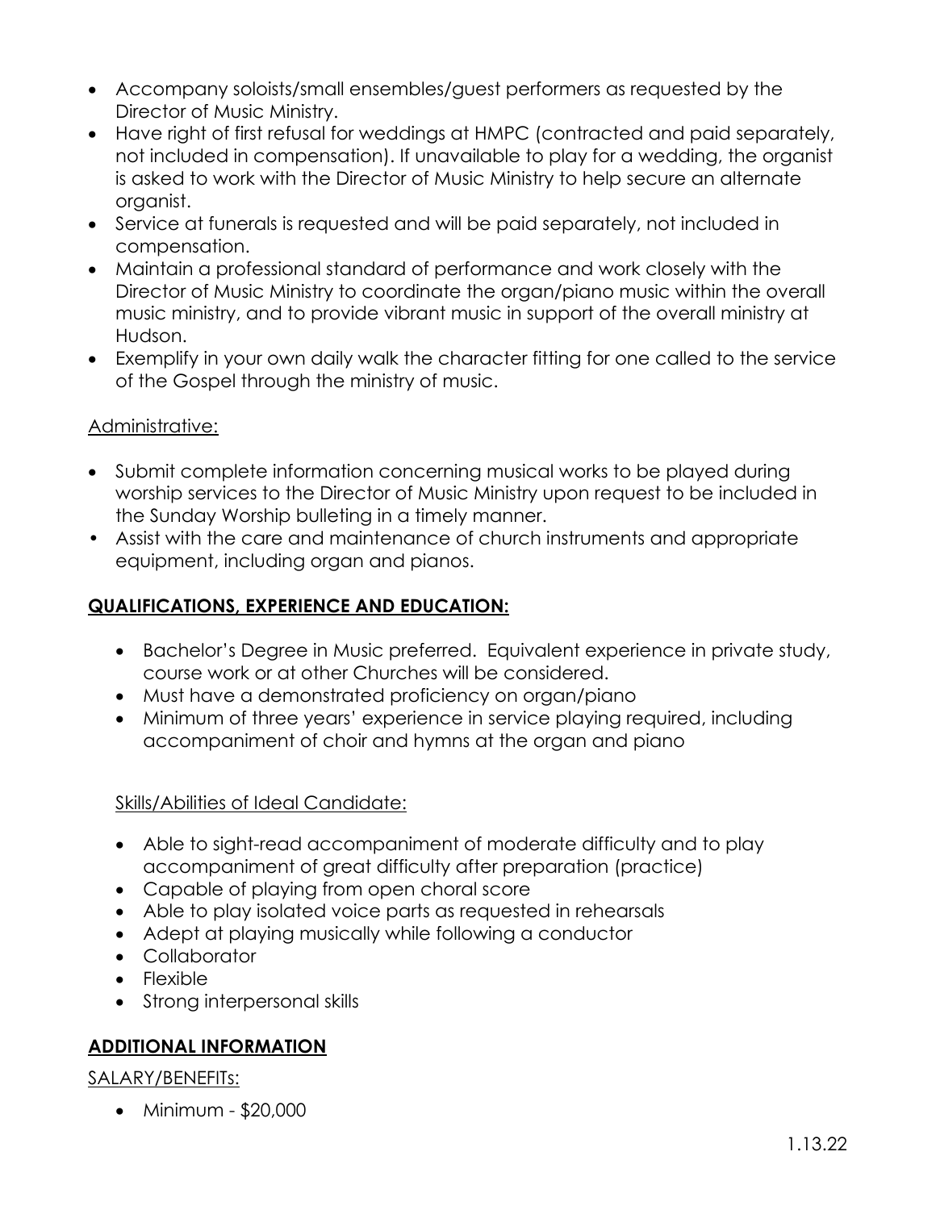- Accompany soloists/small ensembles/guest performers as requested by the Director of Music Ministry.
- Have right of first refusal for weddings at HMPC (contracted and paid separately, not included in compensation). If unavailable to play for a wedding, the organist is asked to work with the Director of Music Ministry to help secure an alternate organist.
- Service at funerals is requested and will be paid separately, not included in compensation.
- Maintain a professional standard of performance and work closely with the Director of Music Ministry to coordinate the organ/piano music within the overall music ministry, and to provide vibrant music in support of the overall ministry at Hudson.
- Exemplify in your own daily walk the character fitting for one called to the service of the Gospel through the ministry of music.

<u>Administrative:</u>

- Submit complete information concerning musical works to be played during worship services to the Director of Music Ministry upon request to be included in the Sunday Worship bulleting in a timely manner.
- Assist with the care and maintenance of church instruments and appropriate equipment, including organ and pianos.

## QUALIFICATIONS, EXPERIENCE AND EDUCATION:

- Bachelor's Degree in Music preferred. Equivalent experience in private study, course work or at other Churches will be considered.
- Must have a demonstrated proficiency on organ/piano
- Minimum of three years' experience in service playing required, including accompaniment of choir and hymns at the organ and piano

<u>Skills/Abilities of Ideal Candidate:</u>

- Able to sight-read accompaniment of moderate difficulty and to play accompaniment of great difficulty after preparation (practice)
- Capable of playing from open choral score
- Able to play isolated voice parts as requested in rehearsals
- Adept at playing musically while following a conductor
- Collaborator
- Flexible
- Strong interpersonal skills

## ADDITIONAL INFORMATION

<u>SALARY/BENEFITs:</u>

- Minimum - $20,000

1.13.22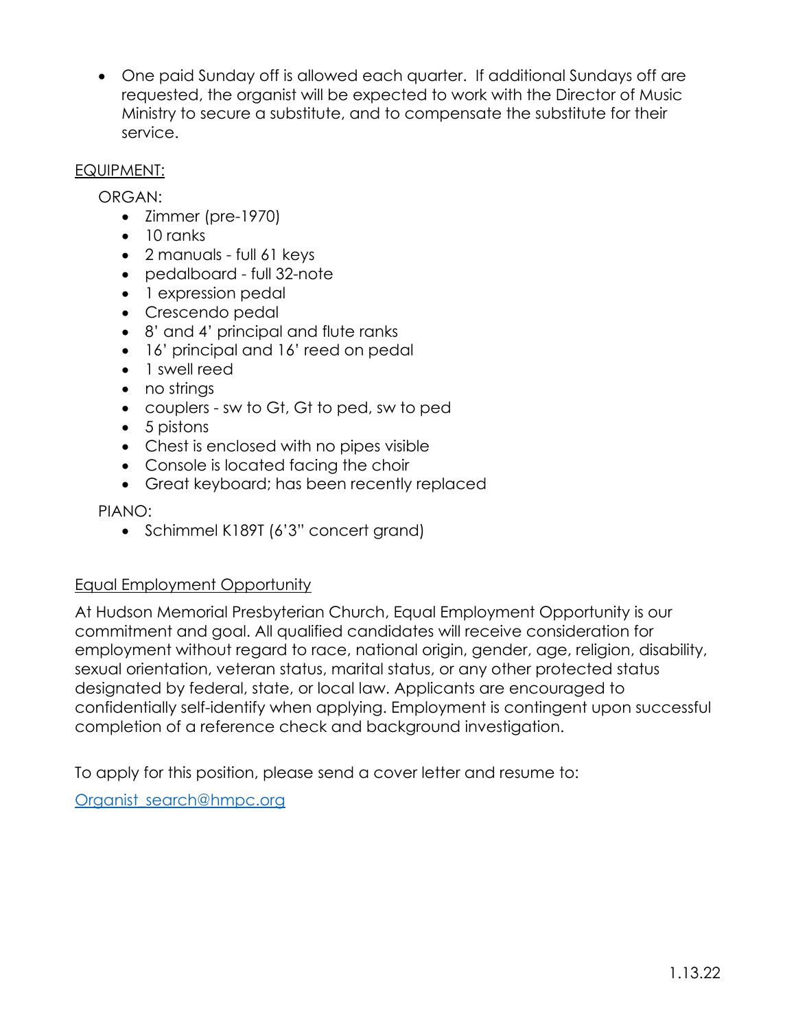- One paid Sunday off is allowed each quarter. If additional Sundays off are requested, the organist will be expected to work with the Director of Music Ministry to secure a substitute, and to compensate the substitute for their service.

<u>EQUIPMENT:</u>

ORGAN:

- Zimmer (pre-1970)
- 10 ranks
- 2 manuals - full 61 keys
- pedalboard - full 32-note
- 1 expression pedal
- Crescendo pedal
- 8' and 4' principal and flute ranks
- 16' principal and 16' reed on pedal
- 1 swell reed
- no strings
- couplers - sw to Gt, Gt to ped, sw to ped
- 5 pistons
- Chest is enclosed with no pipes visible
- Console is located facing the choir
- Great keyboard; has been recently replaced

PIANO:

- Schimmel K189T (6'3" concert grand)

<u>Equal Employment Opportunity</u>

At Hudson Memorial Presbyterian Church, Equal Employment Opportunity is our commitment and goal. All qualified candidates will receive consideration for employment without regard to race, national origin, gender, age, religion, disability, sexual orientation, veteran status, marital status, or any other protected status designated by federal, state, or local law. Applicants are encouraged to confidentially self-identify when applying. Employment is contingent upon successful completion of a reference check and background investigation.

To apply for this position, please send a cover letter and resume to:

[Organist_search@hmpc.org](mailto:Organist_search@hmpc.org)

1.13.22